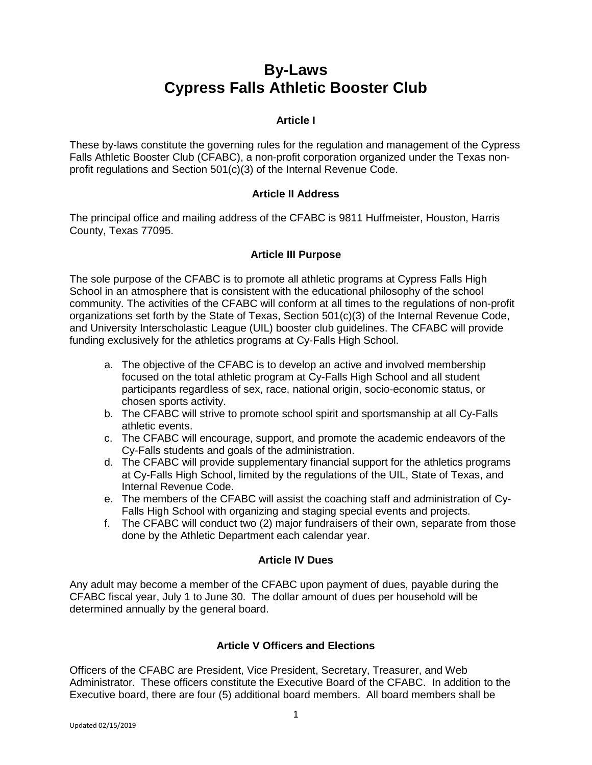# By-Laws
# Cypress Falls Athletic Booster Club

## Article I

These by-laws constitute the governing rules for the regulation and management of the Cypress Falls Athletic Booster Club (CFABC), a non-profit corporation organized under the Texas non-profit regulations and Section 501(c)(3) of the Internal Revenue Code.

## Article II Address

The principal office and mailing address of the CFABC is 9811 Huffmeister, Houston, Harris County, Texas 77095.

## Article III Purpose

The sole purpose of the CFABC is to promote all athletic programs at Cypress Falls High School in an atmosphere that is consistent with the educational philosophy of the school community. The activities of the CFABC will conform at all times to the regulations of non-profit organizations set forth by the State of Texas, Section 501(c)(3) of the Internal Revenue Code, and University Interscholastic League (UIL) booster club guidelines. The CFABC will provide funding exclusively for the athletics programs at Cy-Falls High School.

a. The objective of the CFABC is to develop an active and involved membership focused on the total athletic program at Cy-Falls High School and all student participants regardless of sex, race, national origin, socio-economic status, or chosen sports activity.
b. The CFABC will strive to promote school spirit and sportsmanship at all Cy-Falls athletic events.
c. The CFABC will encourage, support, and promote the academic endeavors of the Cy-Falls students and goals of the administration.
d. The CFABC will provide supplementary financial support for the athletics programs at Cy-Falls High School, limited by the regulations of the UIL, State of Texas, and Internal Revenue Code.
e. The members of the CFABC will assist the coaching staff and administration of Cy-Falls High School with organizing and staging special events and projects.
f. The CFABC will conduct two (2) major fundraisers of their own, separate from those done by the Athletic Department each calendar year.

## Article IV Dues

Any adult may become a member of the CFABC upon payment of dues, payable during the CFABC fiscal year, July 1 to June 30. The dollar amount of dues per household will be determined annually by the general board.

## Article V Officers and Elections

Officers of the CFABC are President, Vice President, Secretary, Treasurer, and Web Administrator. These officers constitute the Executive Board of the CFABC. In addition to the Executive board, there are four (5) additional board members. All board members shall be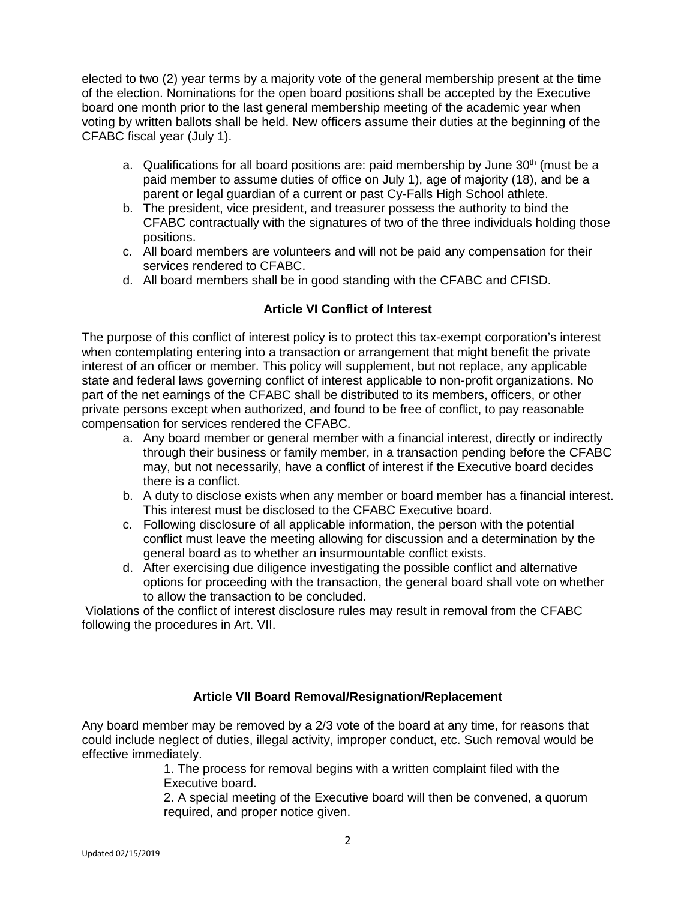elected to two (2) year terms by a majority vote of the general membership present at the time of the election. Nominations for the open board positions shall be accepted by the Executive board one month prior to the last general membership meeting of the academic year when voting by written ballots shall be held. New officers assume their duties at the beginning of the CFABC fiscal year (July 1).

a. Qualifications for all board positions are: paid membership by June 30th (must be a paid member to assume duties of office on July 1), age of majority (18), and be a parent or legal guardian of a current or past Cy-Falls High School athlete.
b. The president, vice president, and treasurer possess the authority to bind the CFABC contractually with the signatures of two of the three individuals holding those positions.
c. All board members are volunteers and will not be paid any compensation for their services rendered to CFABC.
d. All board members shall be in good standing with the CFABC and CFISD.

### Article VI Conflict of Interest

The purpose of this conflict of interest policy is to protect this tax-exempt corporation's interest when contemplating entering into a transaction or arrangement that might benefit the private interest of an officer or member. This policy will supplement, but not replace, any applicable state and federal laws governing conflict of interest applicable to non-profit organizations. No part of the net earnings of the CFABC shall be distributed to its members, officers, or other private persons except when authorized, and found to be free of conflict, to pay reasonable compensation for services rendered the CFABC.

a. Any board member or general member with a financial interest, directly or indirectly through their business or family member, in a transaction pending before the CFABC may, but not necessarily, have a conflict of interest if the Executive board decides there is a conflict.
b. A duty to disclose exists when any member or board member has a financial interest. This interest must be disclosed to the CFABC Executive board.
c. Following disclosure of all applicable information, the person with the potential conflict must leave the meeting allowing for discussion and a determination by the general board as to whether an insurmountable conflict exists.
d. After exercising due diligence investigating the possible conflict and alternative options for proceeding with the transaction, the general board shall vote on whether to allow the transaction to be concluded.

Violations of the conflict of interest disclosure rules may result in removal from the CFABC following the procedures in Art. VII.

### Article VII Board Removal/Resignation/Replacement

Any board member may be removed by a 2/3 vote of the board at any time, for reasons that could include neglect of duties, illegal activity, improper conduct, etc. Such removal would be effective immediately.

1. The process for removal begins with a written complaint filed with the Executive board.
2. A special meeting of the Executive board will then be convened, a quorum required, and proper notice given.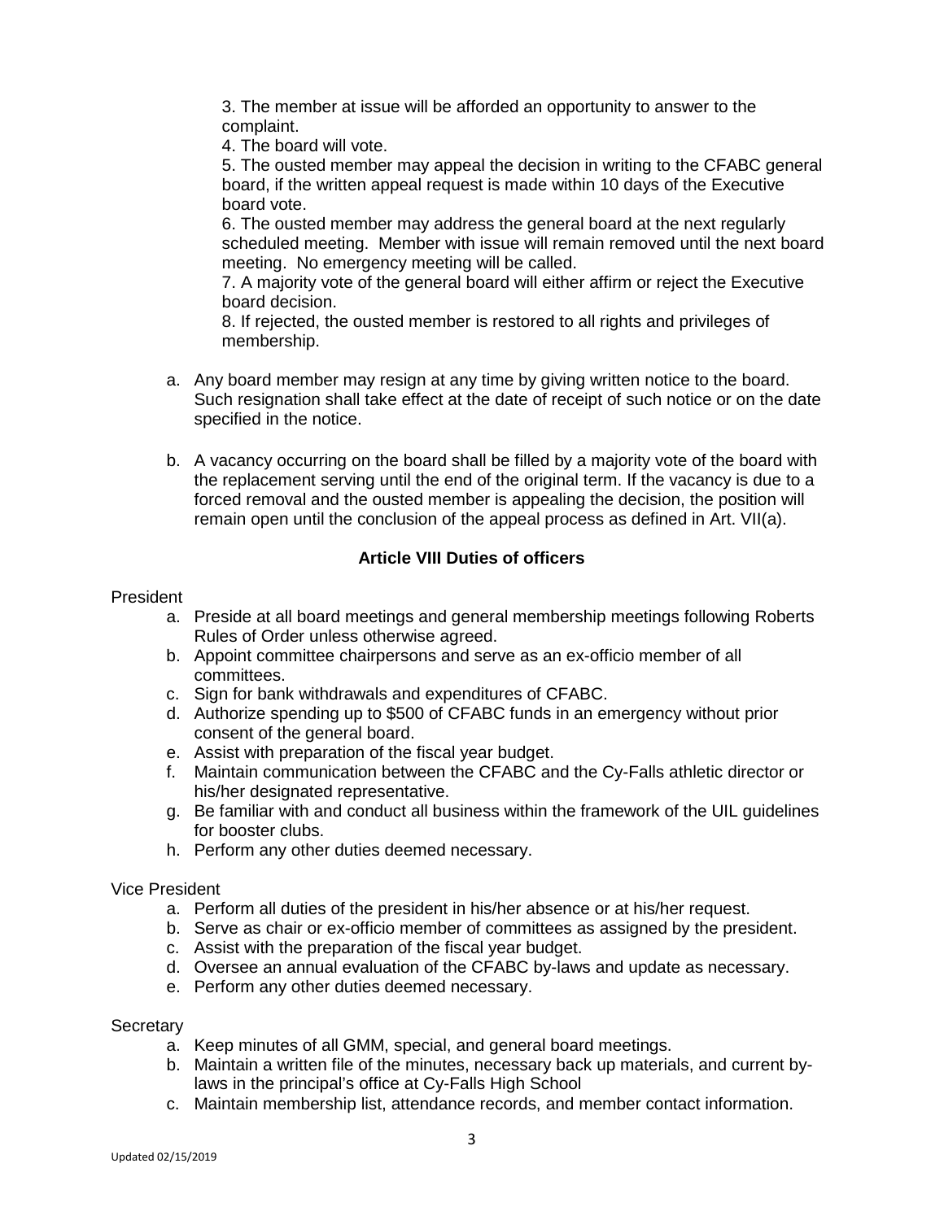3. The member at issue will be afforded an opportunity to answer to the complaint.
4. The board will vote.
5. The ousted member may appeal the decision in writing to the CFABC general board, if the written appeal request is made within 10 days of the Executive board vote.
6. The ousted member may address the general board at the next regularly scheduled meeting. Member with issue will remain removed until the next board meeting. No emergency meeting will be called.
7. A majority vote of the general board will either affirm or reject the Executive board decision.
8. If rejected, the ousted member is restored to all rights and privileges of membership.

a. Any board member may resign at any time by giving written notice to the board. Such resignation shall take effect at the date of receipt of such notice or on the date specified in the notice.

b. A vacancy occurring on the board shall be filled by a majority vote of the board with the replacement serving until the end of the original term. If the vacancy is due to a forced removal and the ousted member is appealing the decision, the position will remain open until the conclusion of the appeal process as defined in Art. VII(a).

## Article VIII Duties of officers

President

a. Preside at all board meetings and general membership meetings following Roberts Rules of Order unless otherwise agreed.
b. Appoint committee chairpersons and serve as an ex-officio member of all committees.
c. Sign for bank withdrawals and expenditures of CFABC.
d. Authorize spending up to $500 of CFABC funds in an emergency without prior consent of the general board.
e. Assist with preparation of the fiscal year budget.
f. Maintain communication between the CFABC and the Cy-Falls athletic director or his/her designated representative.
g. Be familiar with and conduct all business within the framework of the UIL guidelines for booster clubs.
h. Perform any other duties deemed necessary.

Vice President

a. Perform all duties of the president in his/her absence or at his/her request.
b. Serve as chair or ex-officio member of committees as assigned by the president.
c. Assist with the preparation of the fiscal year budget.
d. Oversee an annual evaluation of the CFABC by-laws and update as necessary.
e. Perform any other duties deemed necessary.

Secretary

a. Keep minutes of all GMM, special, and general board meetings.
b. Maintain a written file of the minutes, necessary back up materials, and current by-laws in the principal's office at Cy-Falls High School
c. Maintain membership list, attendance records, and member contact information.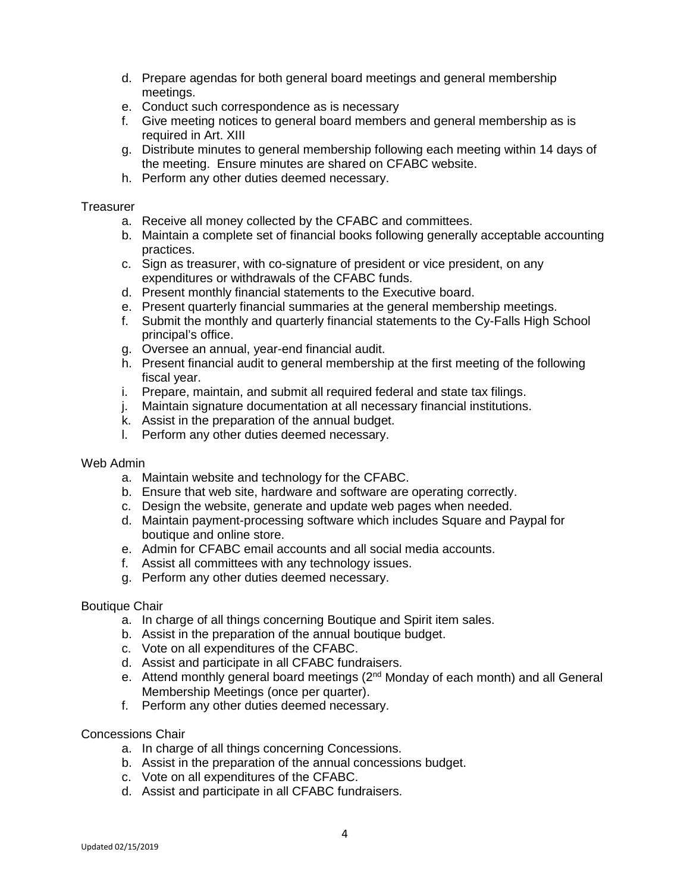d. Prepare agendas for both general board meetings and general membership meetings.
e. Conduct such correspondence as is necessary
f. Give meeting notices to general board members and general membership as is required in Art. XIII
g. Distribute minutes to general membership following each meeting within 14 days of the meeting. Ensure minutes are shared on CFABC website.
h. Perform any other duties deemed necessary.

Treasurer

a. Receive all money collected by the CFABC and committees.
b. Maintain a complete set of financial books following generally acceptable accounting practices.
c. Sign as treasurer, with co-signature of president or vice president, on any expenditures or withdrawals of the CFABC funds.
d. Present monthly financial statements to the Executive board.
e. Present quarterly financial summaries at the general membership meetings.
f. Submit the monthly and quarterly financial statements to the Cy-Falls High School principal's office.
g. Oversee an annual, year-end financial audit.
h. Present financial audit to general membership at the first meeting of the following fiscal year.
i. Prepare, maintain, and submit all required federal and state tax filings.
j. Maintain signature documentation at all necessary financial institutions.
k. Assist in the preparation of the annual budget.
l. Perform any other duties deemed necessary.

Web Admin

a. Maintain website and technology for the CFABC.
b. Ensure that web site, hardware and software are operating correctly.
c. Design the website, generate and update web pages when needed.
d. Maintain payment-processing software which includes Square and Paypal for boutique and online store.
e. Admin for CFABC email accounts and all social media accounts.
f. Assist all committees with any technology issues.
g. Perform any other duties deemed necessary.

Boutique Chair

a. In charge of all things concerning Boutique and Spirit item sales.
b. Assist in the preparation of the annual boutique budget.
c. Vote on all expenditures of the CFABC.
d. Assist and participate in all CFABC fundraisers.
e. Attend monthly general board meetings (2nd Monday of each month) and all General Membership Meetings (once per quarter).
f. Perform any other duties deemed necessary.

Concessions Chair

a. In charge of all things concerning Concessions.
b. Assist in the preparation of the annual concessions budget.
c. Vote on all expenditures of the CFABC.
d. Assist and participate in all CFABC fundraisers.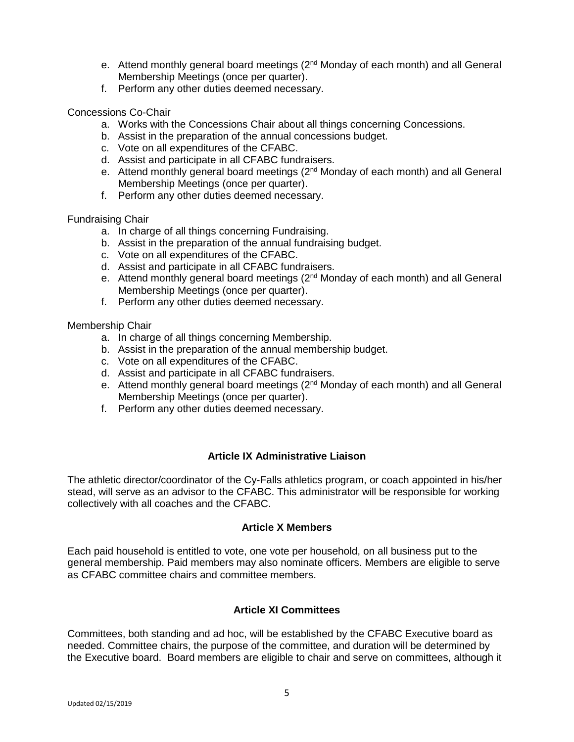e. Attend monthly general board meetings (2nd Monday of each month) and all General Membership Meetings (once per quarter).
f. Perform any other duties deemed necessary.

Concessions Co-Chair

a. Works with the Concessions Chair about all things concerning Concessions.
b. Assist in the preparation of the annual concessions budget.
c. Vote on all expenditures of the CFABC.
d. Assist and participate in all CFABC fundraisers.
e. Attend monthly general board meetings (2nd Monday of each month) and all General Membership Meetings (once per quarter).
f. Perform any other duties deemed necessary.

Fundraising Chair

a. In charge of all things concerning Fundraising.
b. Assist in the preparation of the annual fundraising budget.
c. Vote on all expenditures of the CFABC.
d. Assist and participate in all CFABC fundraisers.
e. Attend monthly general board meetings (2nd Monday of each month) and all General Membership Meetings (once per quarter).
f. Perform any other duties deemed necessary.

Membership Chair

a. In charge of all things concerning Membership.
b. Assist in the preparation of the annual membership budget.
c. Vote on all expenditures of the CFABC.
d. Assist and participate in all CFABC fundraisers.
e. Attend monthly general board meetings (2nd Monday of each month) and all General Membership Meetings (once per quarter).
f. Perform any other duties deemed necessary.

## Article IX Administrative Liaison

The athletic director/coordinator of the Cy-Falls athletics program, or coach appointed in his/her stead, will serve as an advisor to the CFABC. This administrator will be responsible for working collectively with all coaches and the CFABC.

## Article X Members

Each paid household is entitled to vote, one vote per household, on all business put to the general membership. Paid members may also nominate officers. Members are eligible to serve as CFABC committee chairs and committee members.

## Article XI Committees

Committees, both standing and ad hoc, will be established by the CFABC Executive board as needed. Committee chairs, the purpose of the committee, and duration will be determined by the Executive board. Board members are eligible to chair and serve on committees, although it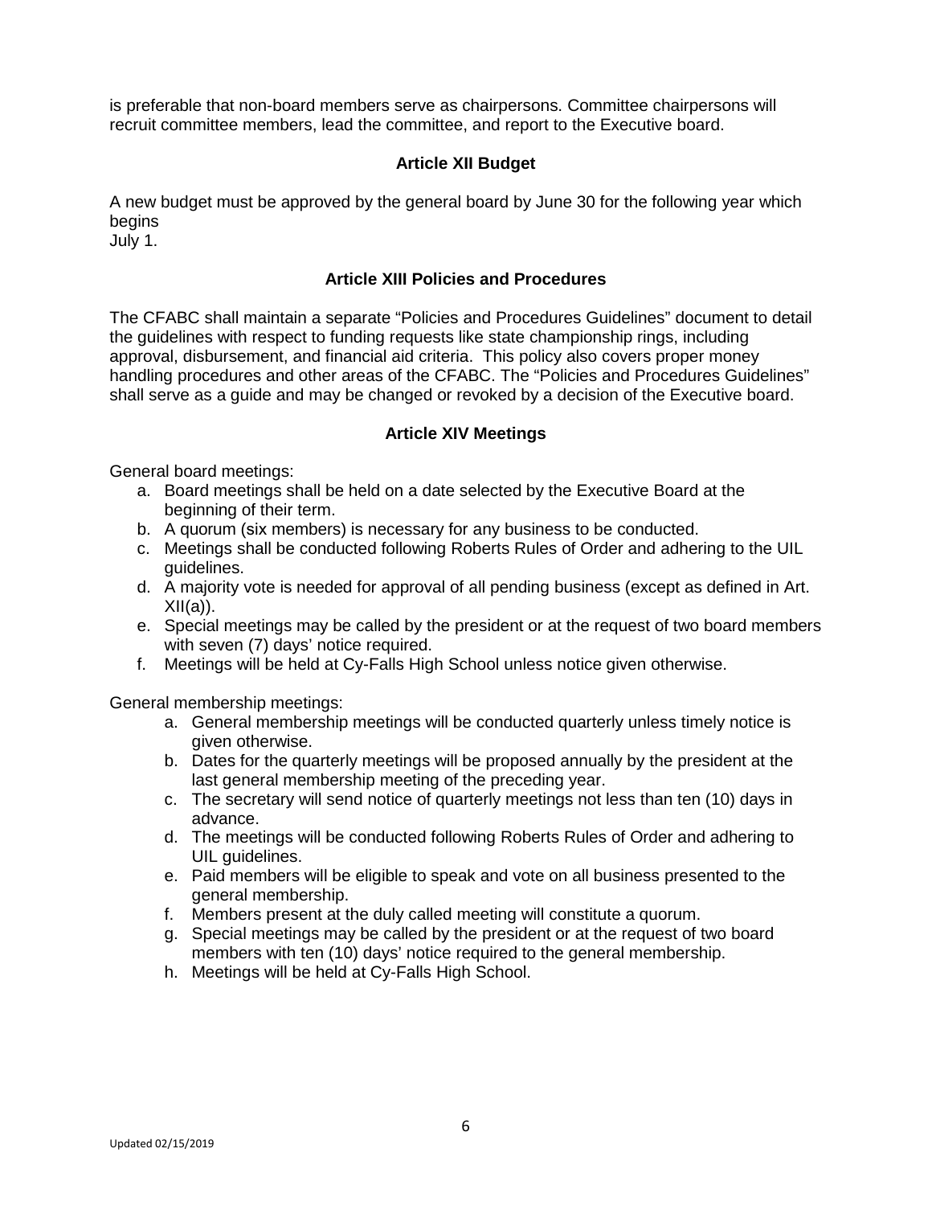is preferable that non-board members serve as chairpersons. Committee chairpersons will recruit committee members, lead the committee, and report to the Executive board.

## Article XII Budget

A new budget must be approved by the general board by June 30 for the following year which begins
July 1.

## Article XIII Policies and Procedures

The CFABC shall maintain a separate "Policies and Procedures Guidelines" document to detail the guidelines with respect to funding requests like state championship rings, including approval, disbursement, and financial aid criteria. This policy also covers proper money handling procedures and other areas of the CFABC. The "Policies and Procedures Guidelines" shall serve as a guide and may be changed or revoked by a decision of the Executive board.

## Article XIV Meetings

General board meetings:

a. Board meetings shall be held on a date selected by the Executive Board at the beginning of their term.
b. A quorum (six members) is necessary for any business to be conducted.
c. Meetings shall be conducted following Roberts Rules of Order and adhering to the UIL guidelines.
d. A majority vote is needed for approval of all pending business (except as defined in Art. XII(a)).
e. Special meetings may be called by the president or at the request of two board members with seven (7) days' notice required.
f. Meetings will be held at Cy-Falls High School unless notice given otherwise.

General membership meetings:

a. General membership meetings will be conducted quarterly unless timely notice is given otherwise.
b. Dates for the quarterly meetings will be proposed annually by the president at the last general membership meeting of the preceding year.
c. The secretary will send notice of quarterly meetings not less than ten (10) days in advance.
d. The meetings will be conducted following Roberts Rules of Order and adhering to UIL guidelines.
e. Paid members will be eligible to speak and vote on all business presented to the general membership.
f. Members present at the duly called meeting will constitute a quorum.
g. Special meetings may be called by the president or at the request of two board members with ten (10) days' notice required to the general membership.
h. Meetings will be held at Cy-Falls High School.

Updated 02/15/2019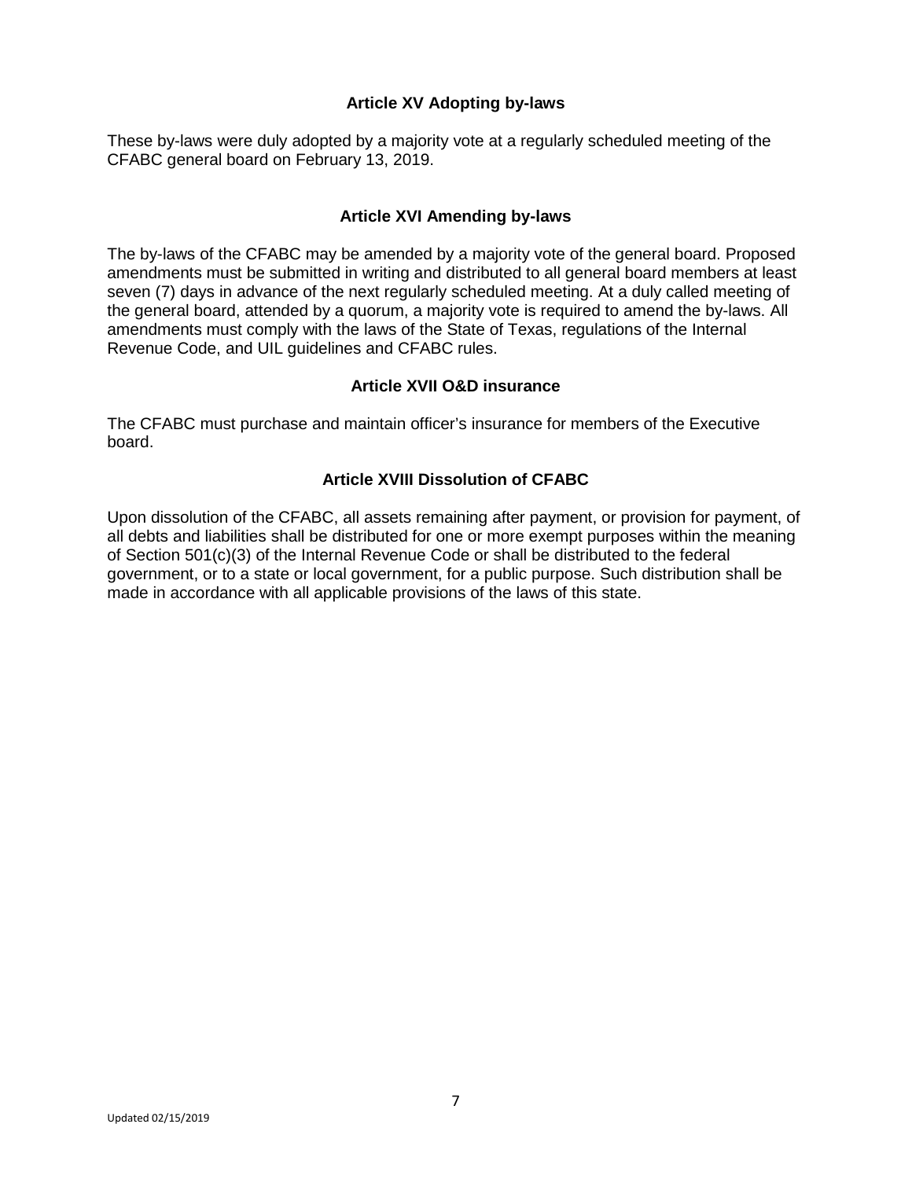### Article XV Adopting by-laws

These by-laws were duly adopted by a majority vote at a regularly scheduled meeting of the CFABC general board on February 13, 2019.

### Article XVI Amending by-laws

The by-laws of the CFABC may be amended by a majority vote of the general board. Proposed amendments must be submitted in writing and distributed to all general board members at least seven (7) days in advance of the next regularly scheduled meeting. At a duly called meeting of the general board, attended by a quorum, a majority vote is required to amend the by-laws. All amendments must comply with the laws of the State of Texas, regulations of the Internal Revenue Code, and UIL guidelines and CFABC rules.

### Article XVII O&D insurance

The CFABC must purchase and maintain officer's insurance for members of the Executive board.

### Article XVIII Dissolution of CFABC

Upon dissolution of the CFABC, all assets remaining after payment, or provision for payment, of all debts and liabilities shall be distributed for one or more exempt purposes within the meaning of Section 501(c)(3) of the Internal Revenue Code or shall be distributed to the federal government, or to a state or local government, for a public purpose. Such distribution shall be made in accordance with all applicable provisions of the laws of this state.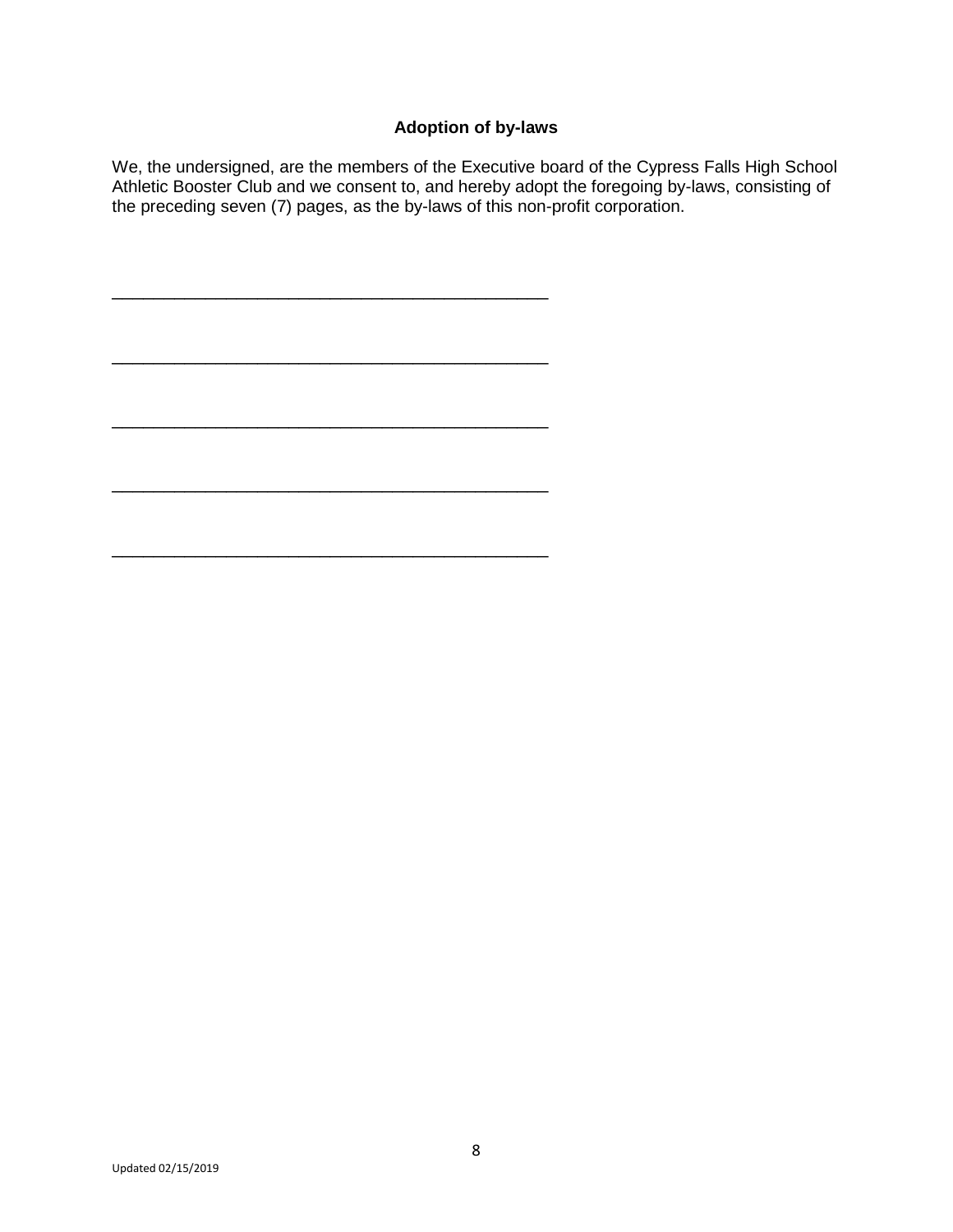### Adoption of by-laws

We, the undersigned, are the members of the Executive board of the Cypress Falls High School Athletic Booster Club and we consent to, and hereby adopt the foregoing by-laws, consisting of the preceding seven (7) pages, as the by-laws of this non-profit corporation.

_______________________________________________

_______________________________________________

_______________________________________________

_______________________________________________

_______________________________________________

Updated 02/15/2019